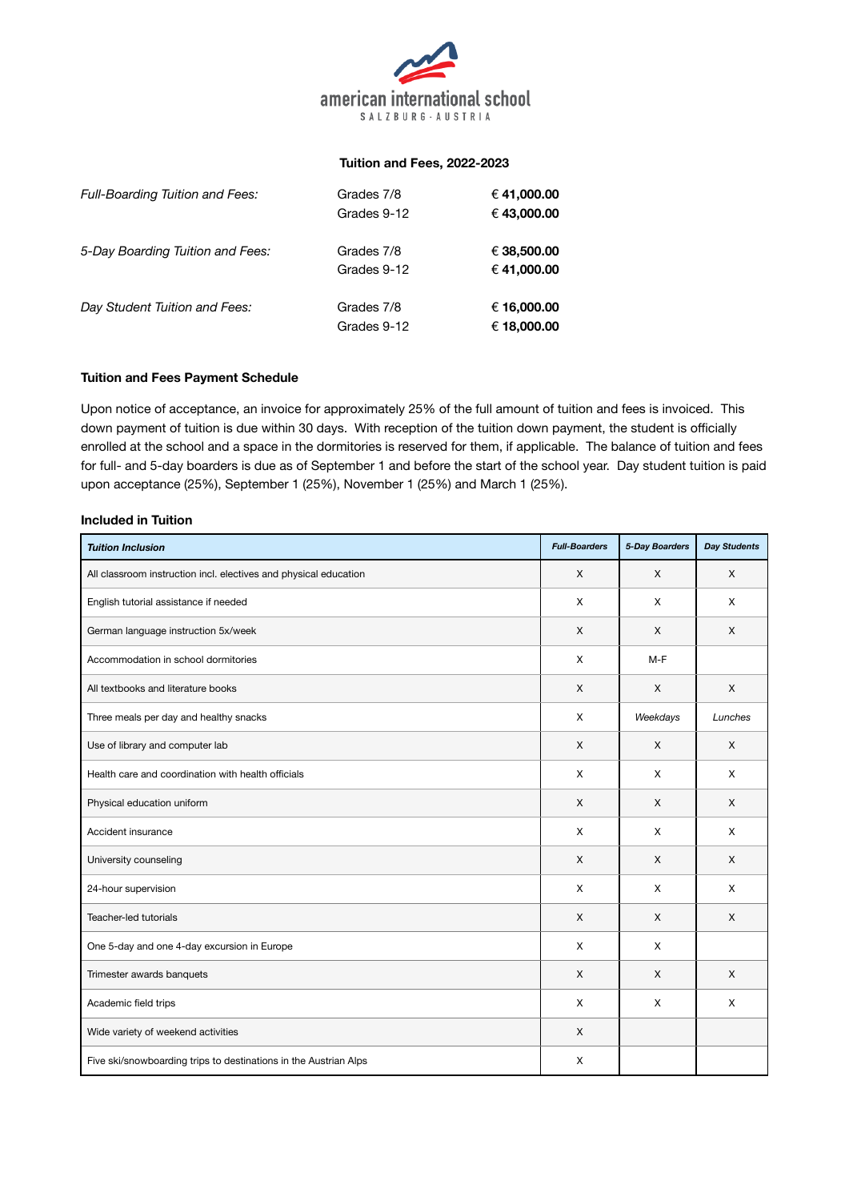american international school
SALZBURG - AUSTRIA

## Tuition and Fees, 2022-2023

| | | |
|---|---|---|
| *Full-Boarding Tuition and Fees:* | Grades 7/8 | **€ 41,000.00** |
| | Grades 9-12 | **€ 43,000.00** |
| *5-Day Boarding Tuition and Fees:* | Grades 7/8 | **€ 38,500.00** |
| | Grades 9-12 | **€ 41,000.00** |
| *Day Student Tuition and Fees:* | Grades 7/8 | **€ 16,000.00** |
| | Grades 9-12 | **€ 18,000.00** |

### Tuition and Fees Payment Schedule

Upon notice of acceptance, an invoice for approximately 25% of the full amount of tuition and fees is invoiced. This down payment of tuition is due within 30 days. With reception of the tuition down payment, the student is officially enrolled at the school and a space in the dormitories is reserved for them, if applicable. The balance of tuition and fees for full- and 5-day boarders is due as of September 1 and before the start of the school year. Day student tuition is paid upon acceptance (25%), September 1 (25%), November 1 (25%) and March 1 (25%).

### Included in Tuition

| ***Tuition Inclusion*** | ***Full-Boarders*** | ***5-Day Boarders*** | ***Day Students*** |
|---|---|---|---|
| All classroom instruction incl. electives and physical education | X | X | X |
| English tutorial assistance if needed | X | X | X |
| German language instruction 5x/week | X | X | X |
| Accommodation in school dormitories | X | M-F | |
| All textbooks and literature books | X | X | X |
| Three meals per day and healthy snacks | X | *Weekdays* | *Lunches* |
| Use of library and computer lab | X | X | X |
| Health care and coordination with health officials | X | X | X |
| Physical education uniform | X | X | X |
| Accident insurance | X | X | X |
| University counseling | X | X | X |
| 24-hour supervision | X | X | X |
| Teacher-led tutorials | X | X | X |
| One 5-day and one 4-day excursion in Europe | X | X | |
| Trimester awards banquets | X | X | X |
| Academic field trips | X | X | X |
| Wide variety of weekend activities | X | | |
| Five ski/snowboarding trips to destinations in the Austrian Alps | X | | |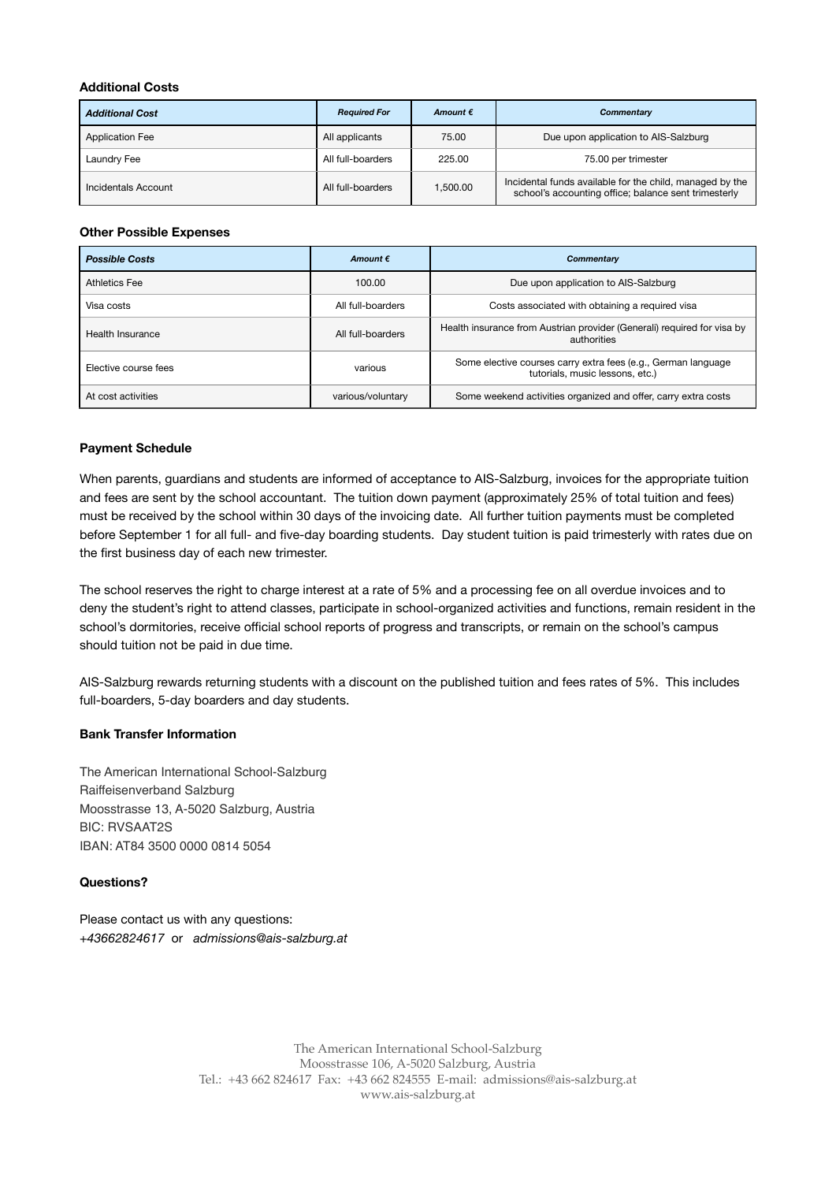**Additional Costs**

| *Additional Cost* | *Required For* | *Amount €* | *Commentary* |
|---|---|---|---|
| Application Fee | All applicants | 75.00 | Due upon application to AIS-Salzburg |
| Laundry Fee | All full-boarders | 225.00 | 75.00 per trimester |
| Incidentals Account | All full-boarders | 1,500.00 | Incidental funds available for the child, managed by the school's accounting office; balance sent trimesterly |

**Other Possible Expenses**

| *Possible Costs* | *Amount €* | *Commentary* |
|---|---|---|
| Athletics Fee | 100.00 | Due upon application to AIS-Salzburg |
| Visa costs | All full-boarders | Costs associated with obtaining a required visa |
| Health Insurance | All full-boarders | Health insurance from Austrian provider (Generali) required for visa by authorities |
| Elective course fees | various | Some elective courses carry extra fees (e.g., German language tutorials, music lessons, etc.) |
| At cost activities | various/voluntary | Some weekend activities organized and offer, carry extra costs |

**Payment Schedule**

When parents, guardians and students are informed of acceptance to AIS-Salzburg, invoices for the appropriate tuition and fees are sent by the school accountant. The tuition down payment (approximately 25% of total tuition and fees) must be received by the school within 30 days of the invoicing date. All further tuition payments must be completed before September 1 for all full- and five-day boarding students. Day student tuition is paid trimesterly with rates due on the first business day of each new trimester.

The school reserves the right to charge interest at a rate of 5% and a processing fee on all overdue invoices and to deny the student's right to attend classes, participate in school-organized activities and functions, remain resident in the school's dormitories, receive official school reports of progress and transcripts, or remain on the school's campus should tuition not be paid in due time.

AIS-Salzburg rewards returning students with a discount on the published tuition and fees rates of 5%. This includes full-boarders, 5-day boarders and day students.

**Bank Transfer Information**

The American International School-Salzburg
Raiffeisenverband Salzburg
Moosstrasse 13, A-5020 Salzburg, Austria
BIC: RVSAAT2S
IBAN: AT84 3500 0000 0814 5054

**Questions?**

Please contact us with any questions:
*+43662824617* or *admissions@ais-salzburg.at*

The American International School-Salzburg
Moosstrasse 106, A-5020 Salzburg, Austria
Tel.: +43 662 824617 Fax: +43 662 824555 E-mail: admissions@ais-salzburg.at
www.ais-salzburg.at